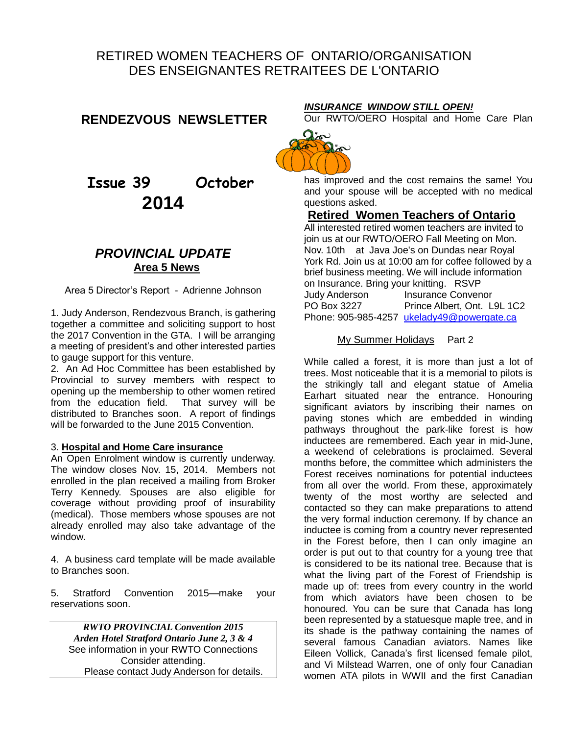# RETIRED WOMEN TEACHERS OF ONTARIO/ORGANISATION DES ENSEIGNANTES RETRAITEES DE L'ONTARIO

## RENDEZVOUS NEWSLETTER

**Issue 39 October 2014**

## *PROVINCIAL UPDATE*

### Area 5 News

Area 5 Director's Report - Adrienne Johnson

1. Judy Anderson, Rendezvous Branch, is gathering together a committee and soliciting support to host the 2017 Convention in the GTA. I will be arranging a meeting of president's and other interested parties to gauge support for this venture.
2. An Ad Hoc Committee has been established by Provincial to survey members with respect to opening up the membership to other women retired from the education field. That survey will be distributed to Branches soon. A report of findings will be forwarded to the June 2015 Convention.
3. **Hospital and Home Care insurance**

   An Open Enrolment window is currently underway. The window closes Nov. 15, 2014. Members not enrolled in the plan received a mailing from Broker Terry Kennedy. Spouses are also eligible for coverage without providing proof of insurability (medical). Those members whose spouses are not already enrolled may also take advantage of the window.

4. A business card template will be made available to Branches soon.
5. Stratford Convention 2015—make your reservations soon.

***RWTO PROVINCIAL Convention 2015***
***Arden Hotel Stratford Ontario June 2, 3 & 4***
See information in your RWTO Connections
Consider attending.
Please contact Judy Anderson for details.

### *INSURANCE WINDOW STILL OPEN!*

Our RWTO/OERO Hospital and Home Care Plan has improved and the cost remains the same! You and your spouse will be accepted with no medical questions asked.

### Retired Women Teachers of Ontario

All interested retired women teachers are invited to join us at our RWTO/OERO Fall Meeting on Mon. Nov. 10th at Java Joe's on Dundas near Royal York Rd. Join us at 10:00 am for coffee followed by a brief business meeting. We will include information on Insurance. Bring your knitting. RSVP

Judy Anderson — Insurance Convenor
PO Box 3227 — Prince Albert, Ont. L9L 1C2
Phone: 905-985-4257 ukelady49@powergate.ca

### My Summer Holidays Part 2

While called a forest, it is more than just a lot of trees. Most noticeable that it is a memorial to pilots is the strikingly tall and elegant statue of Amelia Earhart situated near the entrance. Honouring significant aviators by inscribing their names on paving stones which are embedded in winding pathways throughout the park-like forest is how inductees are remembered. Each year in mid-June, a weekend of celebrations is proclaimed. Several months before, the committee which administers the Forest receives nominations for potential inductees from all over the world. From these, approximately twenty of the most worthy are selected and contacted so they can make preparations to attend the very formal induction ceremony. If by chance an inductee is coming from a country never represented in the Forest before, then I can only imagine an order is put out to that country for a young tree that is considered to be its national tree. Because that is what the living part of the Forest of Friendship is made up of: trees from every country in the world from which aviators have been chosen to be honoured. You can be sure that Canada has long been represented by a statuesque maple tree, and in its shade is the pathway containing the names of several famous Canadian aviators. Names like Eileen Vollick, Canada's first licensed female pilot, and Vi Milstead Warren, one of only four Canadian women ATA pilots in WWII and the first Canadian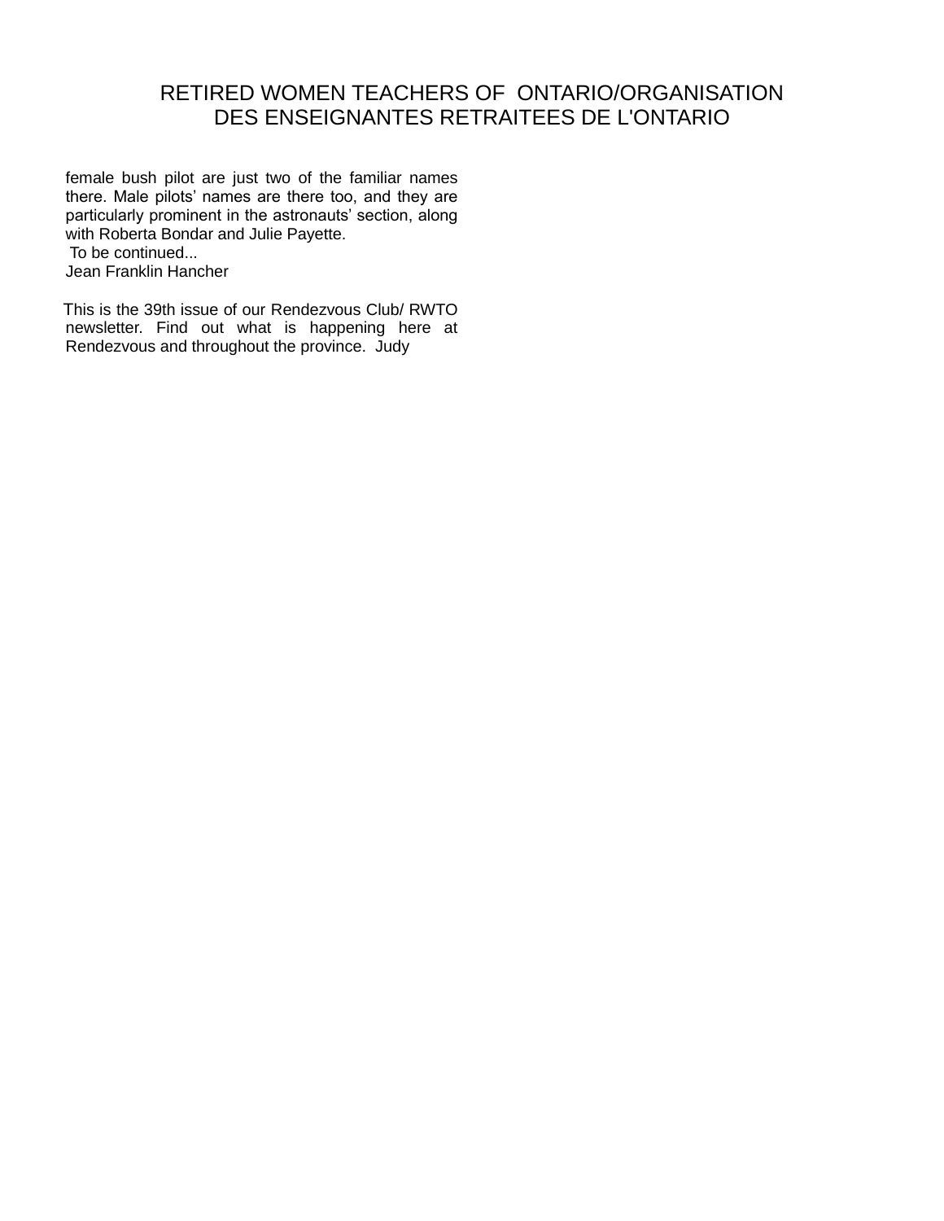female bush pilot are just two of the familiar names there. Male pilots' names are there too, and they are particularly prominent in the astronauts' section, along with Roberta Bondar and Julie Payette.

To be continued...

Jean Franklin Hancher

This is the 39th issue of our Rendezvous Club/ RWTO newsletter. Find out what is happening here at Rendezvous and throughout the province. Judy